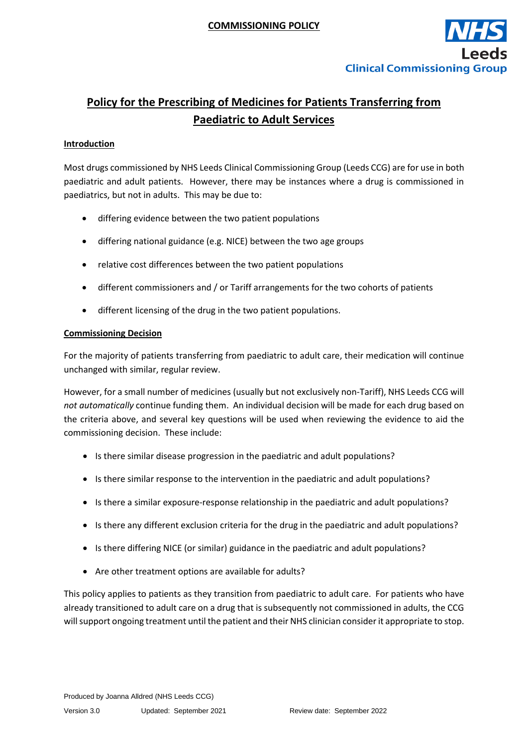**COMMISSIONING POLICY**

NHS Leeds Clinical Commissioning Group

# Policy for the Prescribing of Medicines for Patients Transferring from Paediatric to Adult Services

## Introduction

Most drugs commissioned by NHS Leeds Clinical Commissioning Group (Leeds CCG) are for use in both paediatric and adult patients. However, there may be instances where a drug is commissioned in paediatrics, but not in adults. This may be due to:

- differing evidence between the two patient populations
- differing national guidance (e.g. NICE) between the two age groups
- relative cost differences between the two patient populations
- different commissioners and / or Tariff arrangements for the two cohorts of patients
- different licensing of the drug in the two patient populations.

## Commissioning Decision

For the majority of patients transferring from paediatric to adult care, their medication will continue unchanged with similar, regular review.

However, for a small number of medicines (usually but not exclusively non-Tariff), NHS Leeds CCG will *not automatically* continue funding them. An individual decision will be made for each drug based on the criteria above, and several key questions will be used when reviewing the evidence to aid the commissioning decision. These include:

- Is there similar disease progression in the paediatric and adult populations?
- Is there similar response to the intervention in the paediatric and adult populations?
- Is there a similar exposure-response relationship in the paediatric and adult populations?
- Is there any different exclusion criteria for the drug in the paediatric and adult populations?
- Is there differing NICE (or similar) guidance in the paediatric and adult populations?
- Are other treatment options are available for adults?

This policy applies to patients as they transition from paediatric to adult care. For patients who have already transitioned to adult care on a drug that is subsequently not commissioned in adults, the CCG will support ongoing treatment until the patient and their NHS clinician consider it appropriate to stop.

Produced by Joanna Alldred (NHS Leeds CCG)

Version 3.0 Updated: September 2021 Review date: September 2022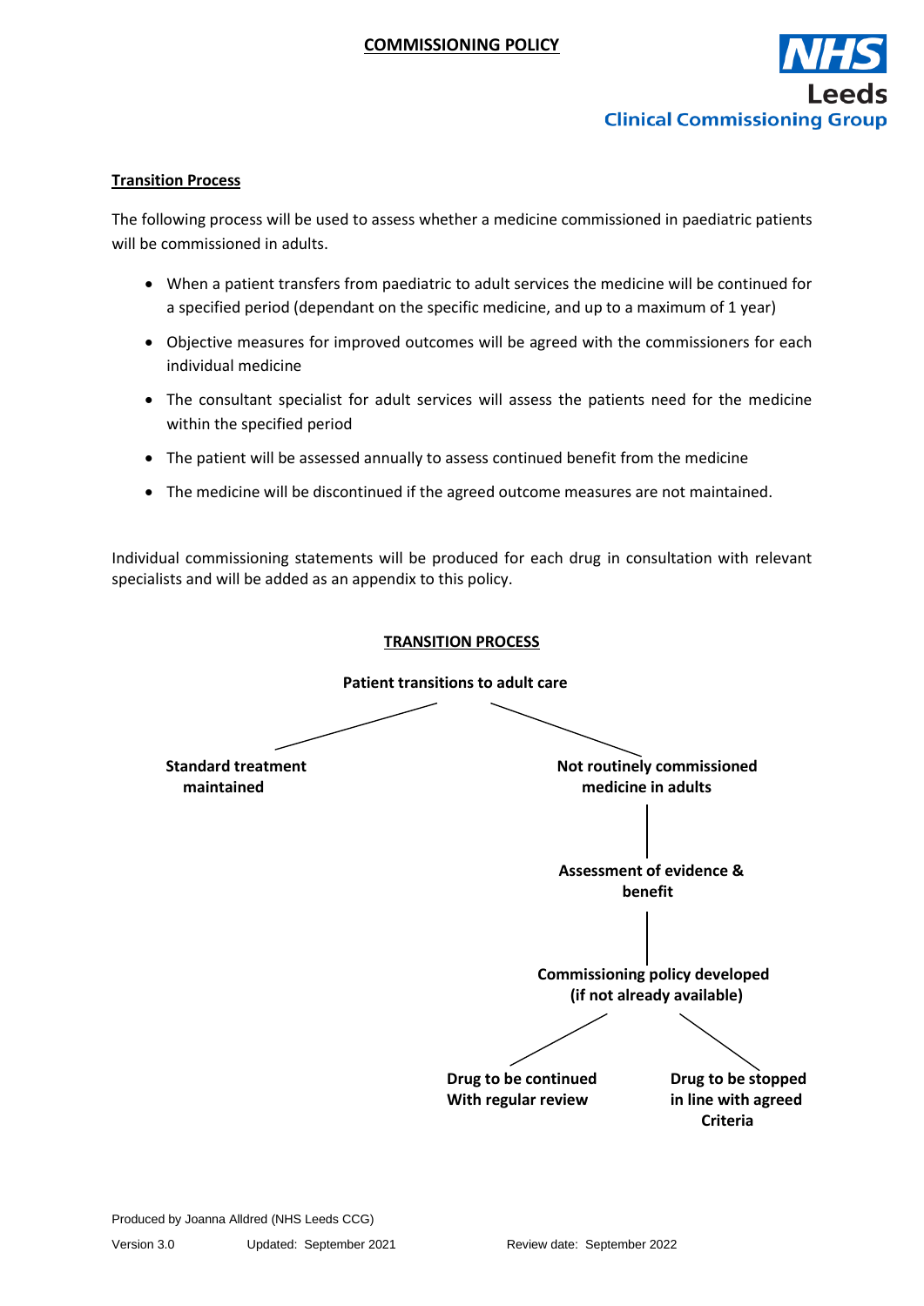## Transition Process

The following process will be used to assess whether a medicine commissioned in paediatric patients will be commissioned in adults.

- When a patient transfers from paediatric to adult services the medicine will be continued for a specified period (dependant on the specific medicine, and up to a maximum of 1 year)
- Objective measures for improved outcomes will be agreed with the commissioners for each individual medicine
- The consultant specialist for adult services will assess the patients need for the medicine within the specified period
- The patient will be assessed annually to assess continued benefit from the medicine
- The medicine will be discontinued if the agreed outcome measures are not maintained.

Individual commissioning statements will be produced for each drug in consultation with relevant specialists and will be added as an appendix to this policy.

### TRANSITION PROCESS

**Patient transitions to adult care**

- **Standard treatment maintained**
- **Not routinely commissioned medicine in adults**
  - **Assessment of evidence & benefit**
    - **Commissioning policy developed (if not already available)**
      - **Drug to be continued With regular review**
      - **Drug to be stopped in line with agreed Criteria**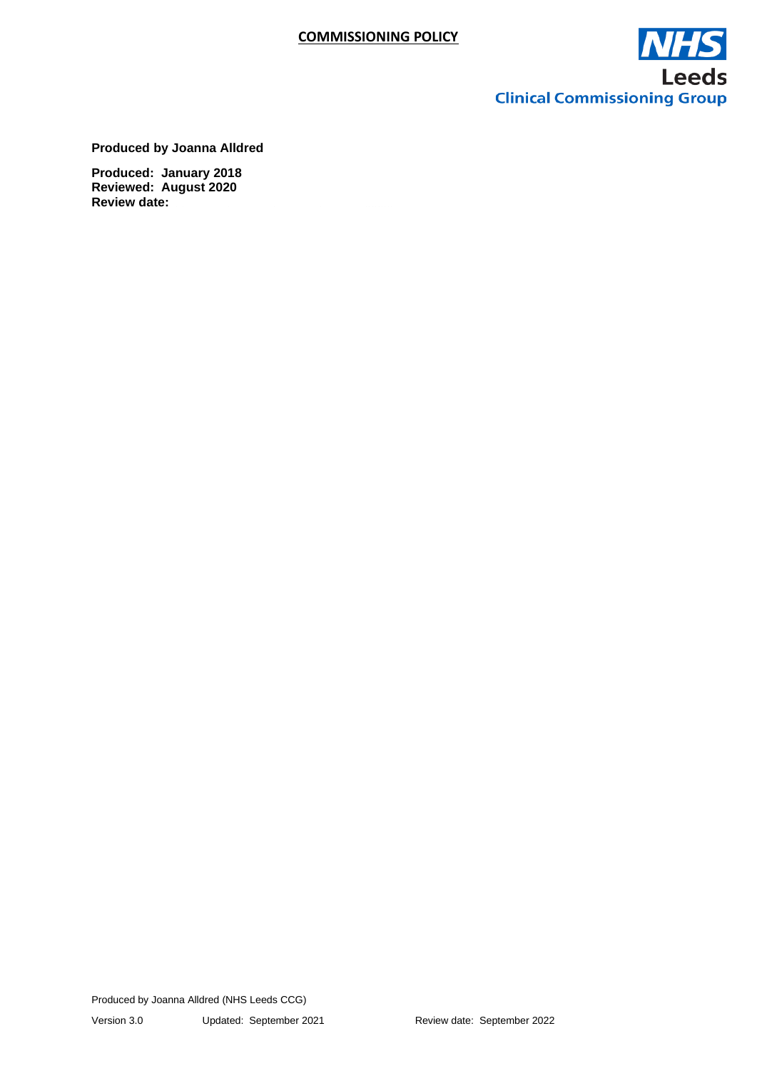**Produced by Joanna Alldred**

**Produced: January 2018**
**Reviewed: August 2020**
**Review date:**